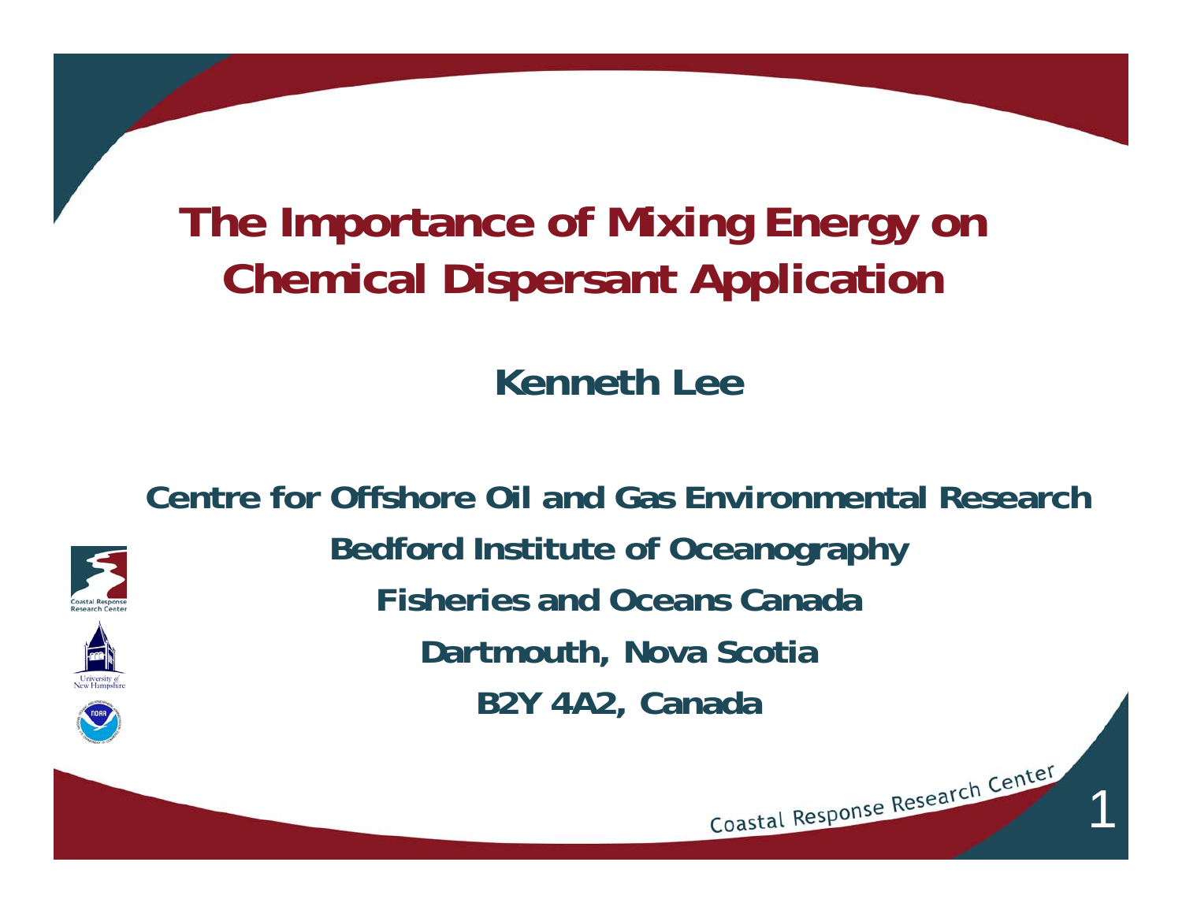# The Importance of Mixing Energy on Chemical Dispersant Application

**Kenneth Lee**

**Centre for Offshore Oil and Gas Environmental Research**

**Bedford Institute of Oceanography**

**Fisheries and Oceans Canada**

**Dartmouth, Nova Scotia**

**B2Y 4A2, Canada**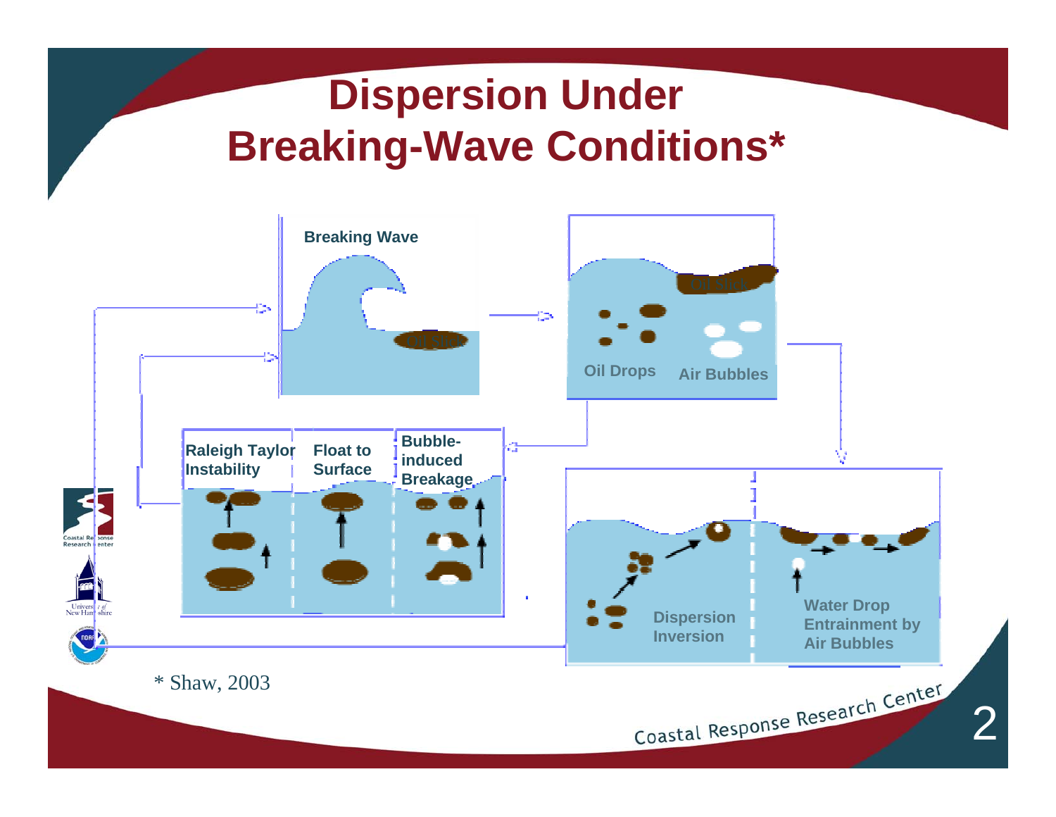# Dispersion Under Breaking-Wave Conditions*

Breaking Wave

Oil Slick

Oil Slick

Oil Drops

Air Bubbles

Raleigh Taylor Instability

Float to Surface

Bubble-induced Breakage

Dispersion Inversion

Water Drop Entrainment by Air Bubbles

\* Shaw, 2003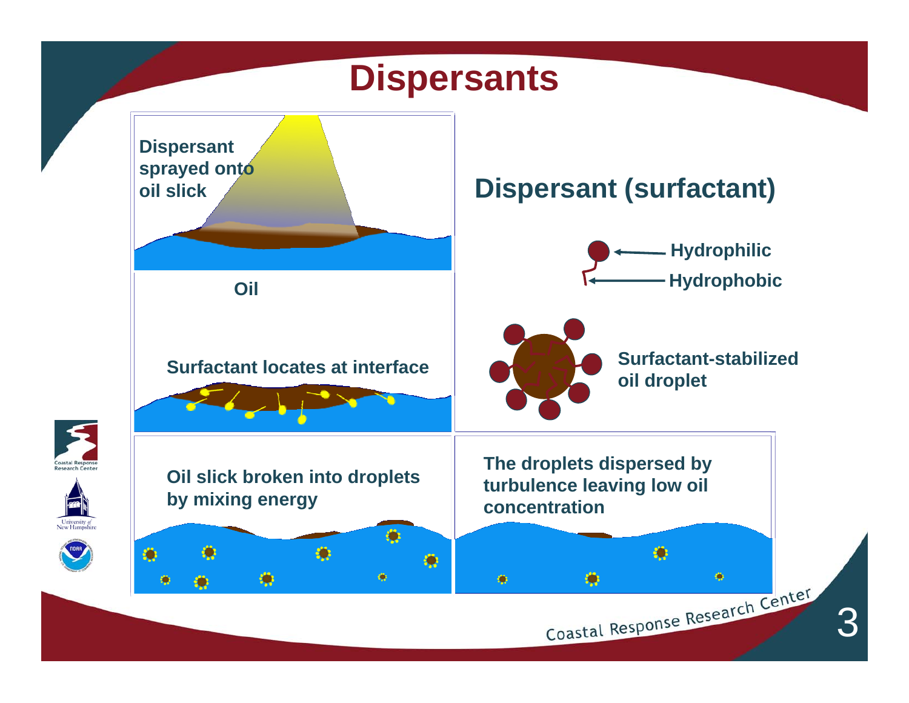# Dispersants

Dispersant sprayed onto oil slick

Oil

Surfactant locates at interface

Oil slick broken into droplets by mixing energy

## Dispersant (surfactant)

Hydrophilic

Hydrophobic

Surfactant-stabilized oil droplet

The droplets dispersed by turbulence leaving low oil concentration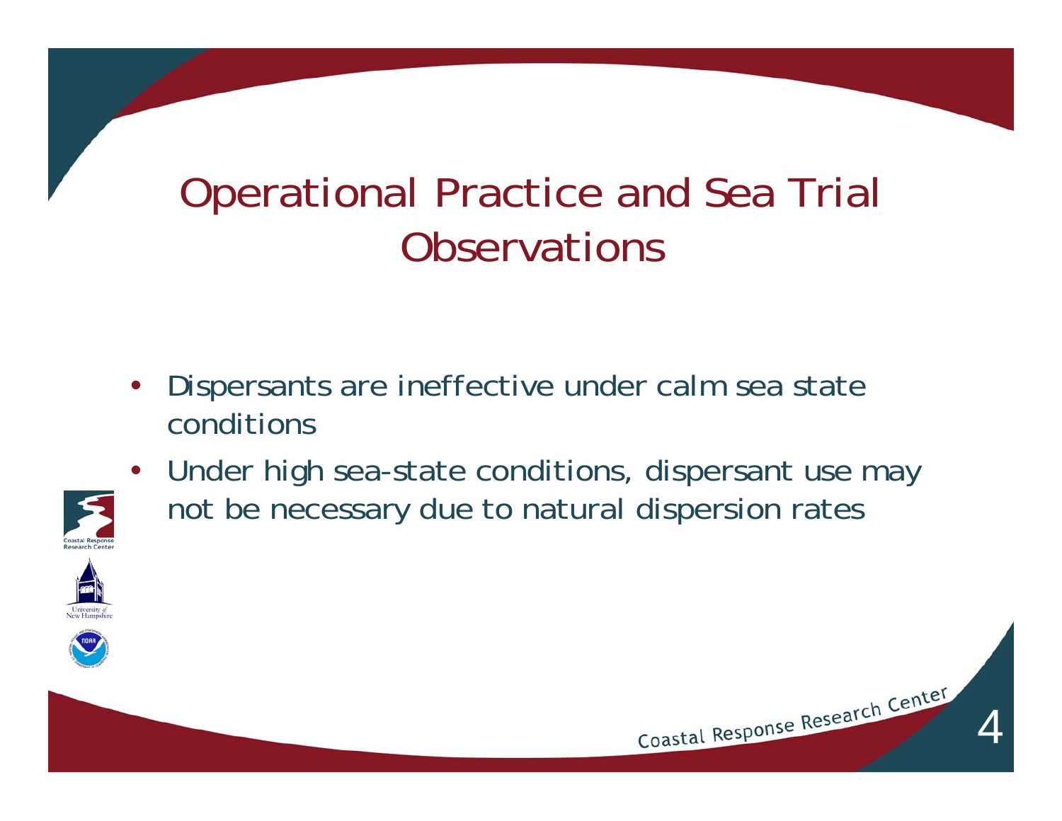# Operational Practice and Sea Trial Observations

- Dispersants are ineffective under calm sea state conditions
- Under high sea-state conditions, dispersant use may not be necessary due to natural dispersion rates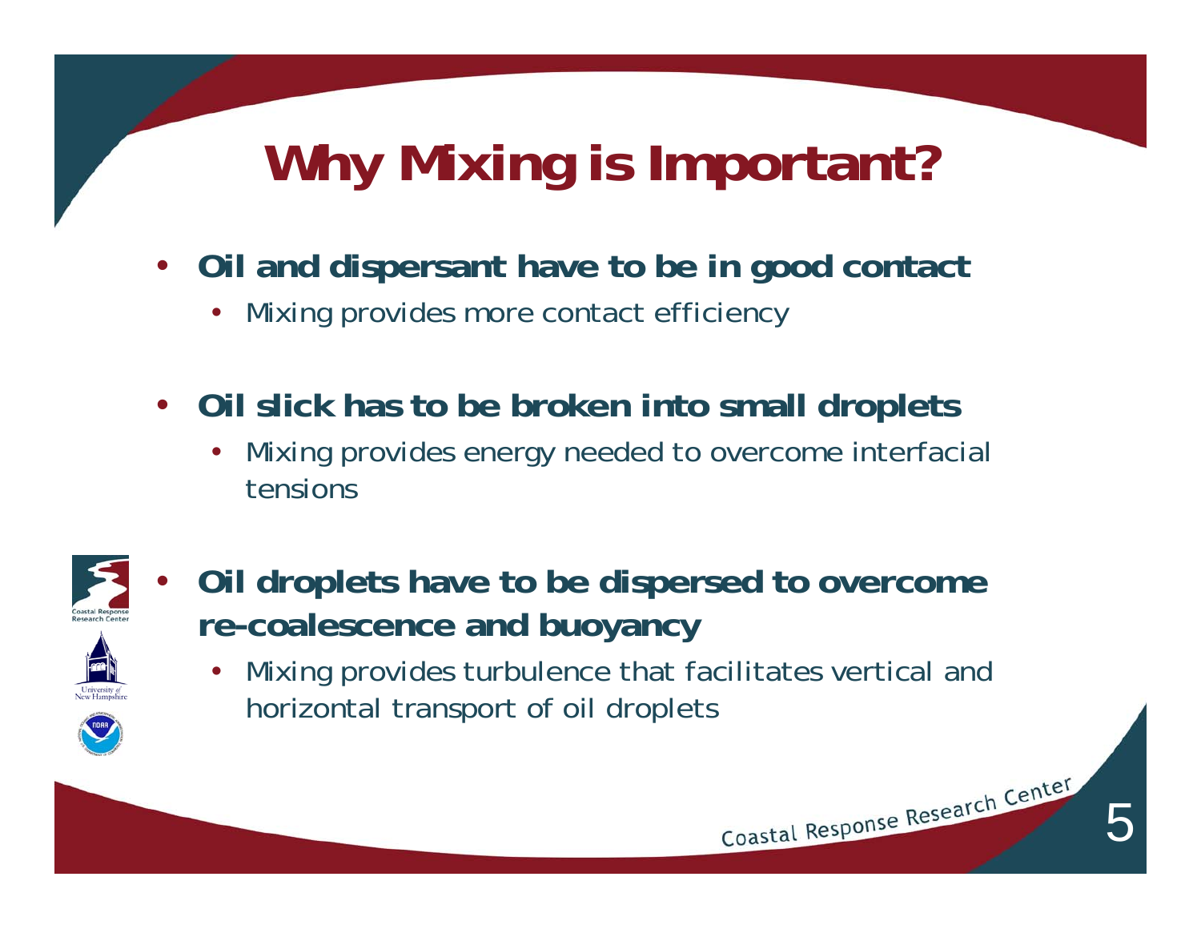# Why Mixing is Important?

- **Oil and dispersant have to be in good contact**
  - Mixing provides more contact efficiency

- **Oil slick has to be broken into small droplets**
  - Mixing provides energy needed to overcome interfacial tensions

- **Oil droplets have to be dispersed to overcome re-coalescence and buoyancy**
  - Mixing provides turbulence that facilitates vertical and horizontal transport of oil droplets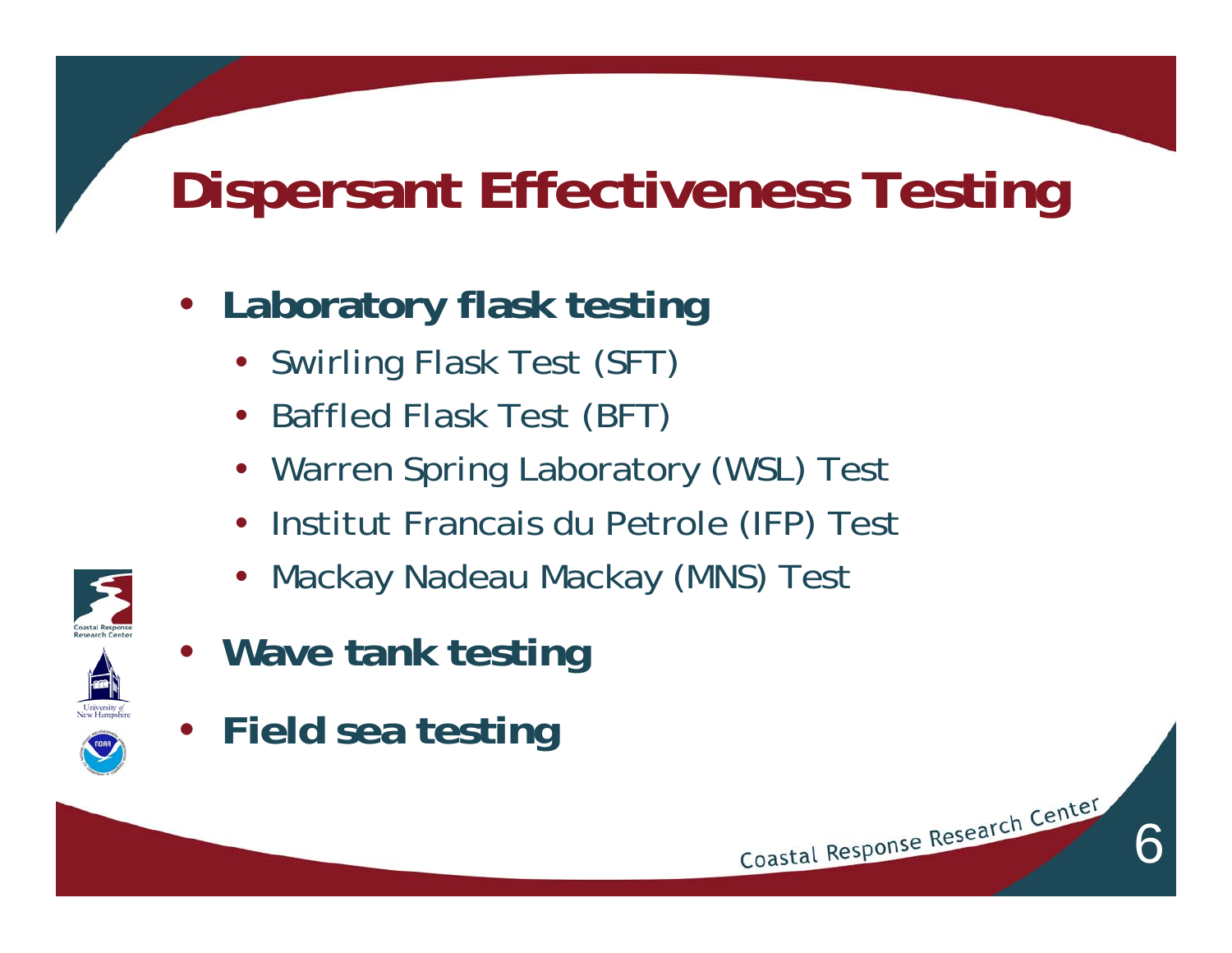# Dispersant Effectiveness Testing

- **Laboratory flask testing**
  - Swirling Flask Test (SFT)
  - Baffled Flask Test (BFT)
  - Warren Spring Laboratory (WSL) Test
  - Institut Francais du Petrole (IFP) Test
  - Mackay Nadeau Mackay (MNS) Test
- **Wave tank testing**
- **Field sea testing**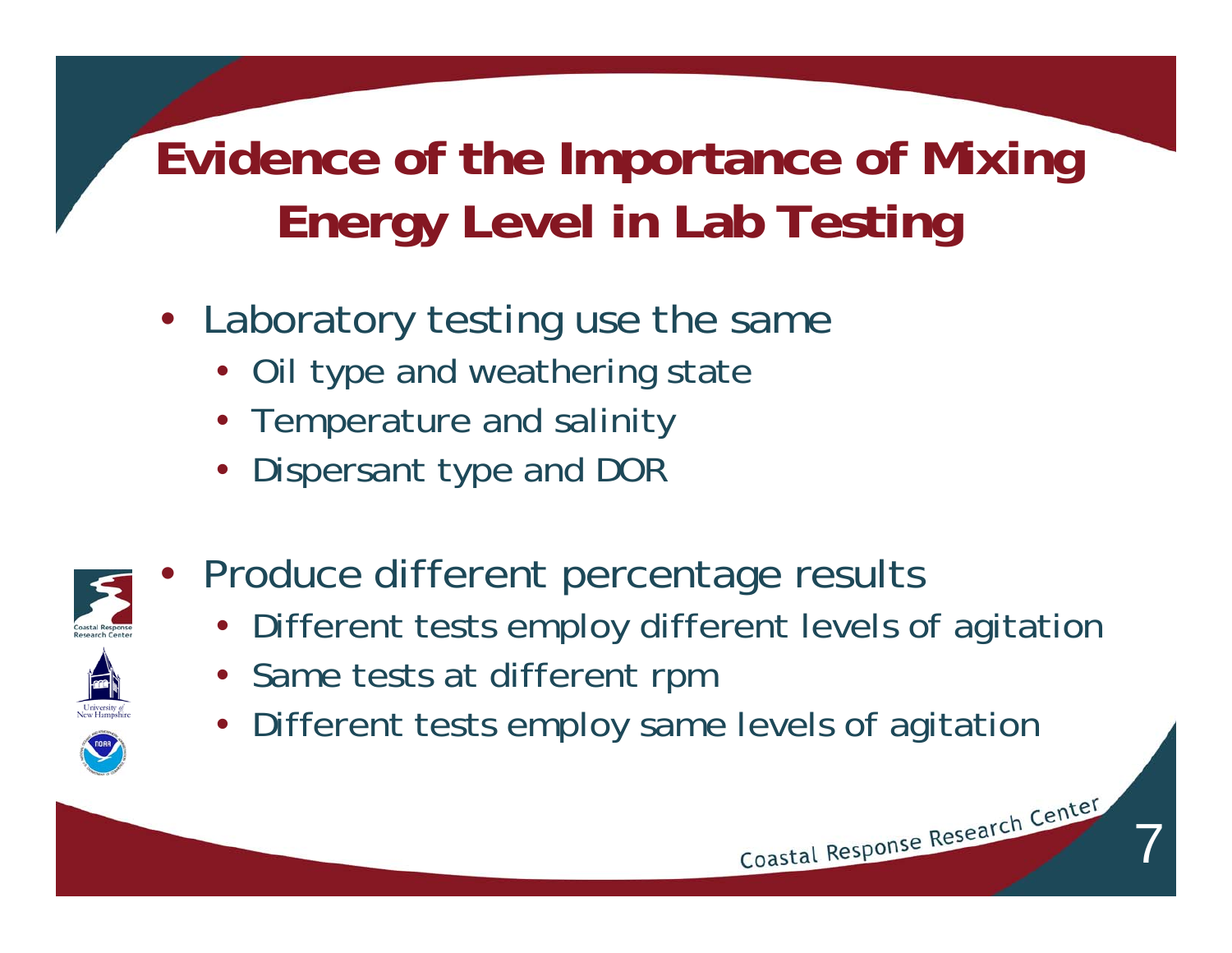# Evidence of the Importance of Mixing Energy Level in Lab Testing

- Laboratory testing use the same
  - Oil type and weathering state
  - Temperature and salinity
  - Dispersant type and DOR
- Produce different percentage results
  - Different tests employ different levels of agitation
  - Same tests at different rpm
  - Different tests employ same levels of agitation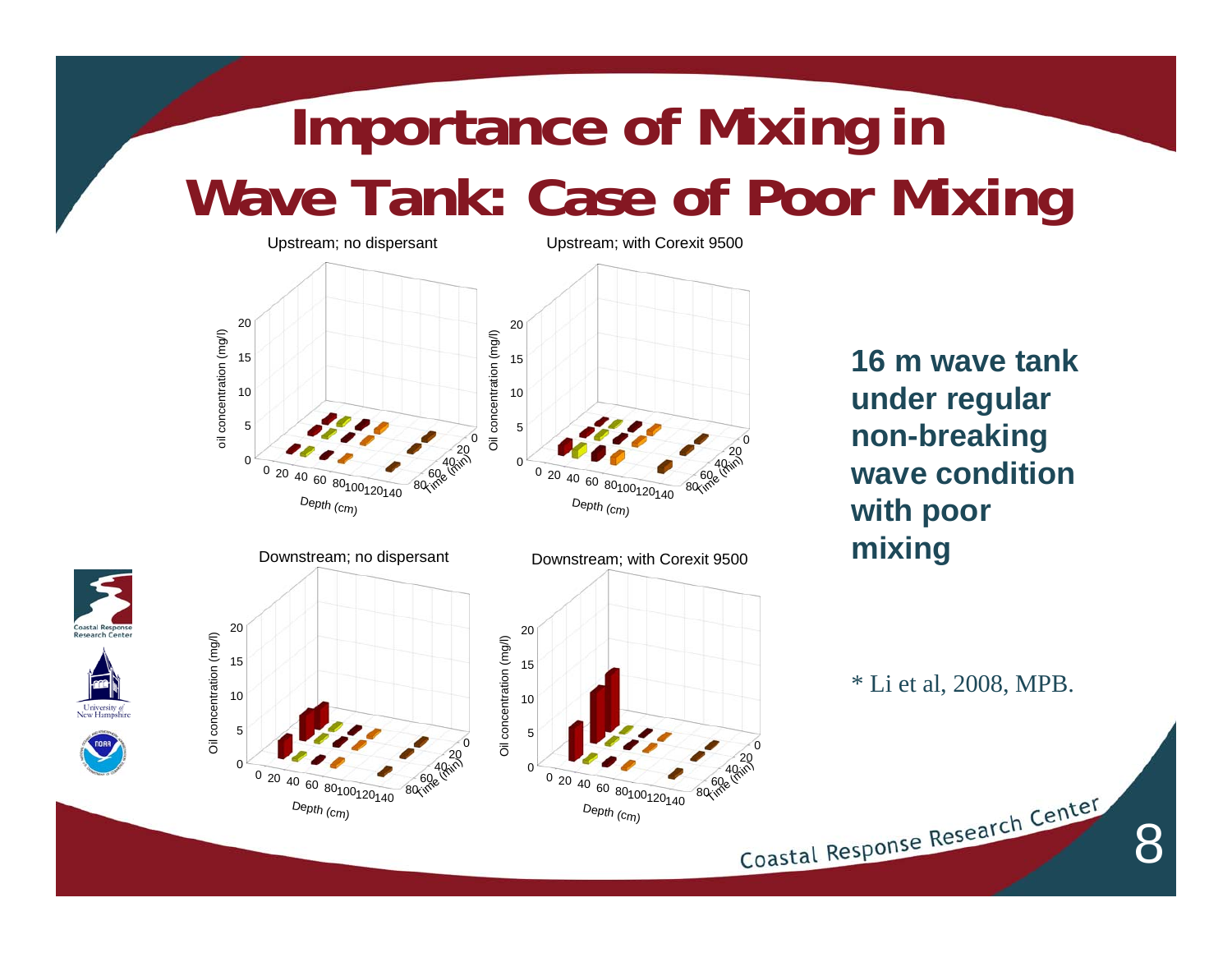# Importance of Mixing in Wave Tank: Case of Poor Mixing

Upstream; no dispersant

Upstream; with Corexit 9500

Downstream; no dispersant

Downstream; with Corexit 9500

**16 m wave tank under regular non-breaking wave condition with poor mixing**

* Li et al, 2008, MPB.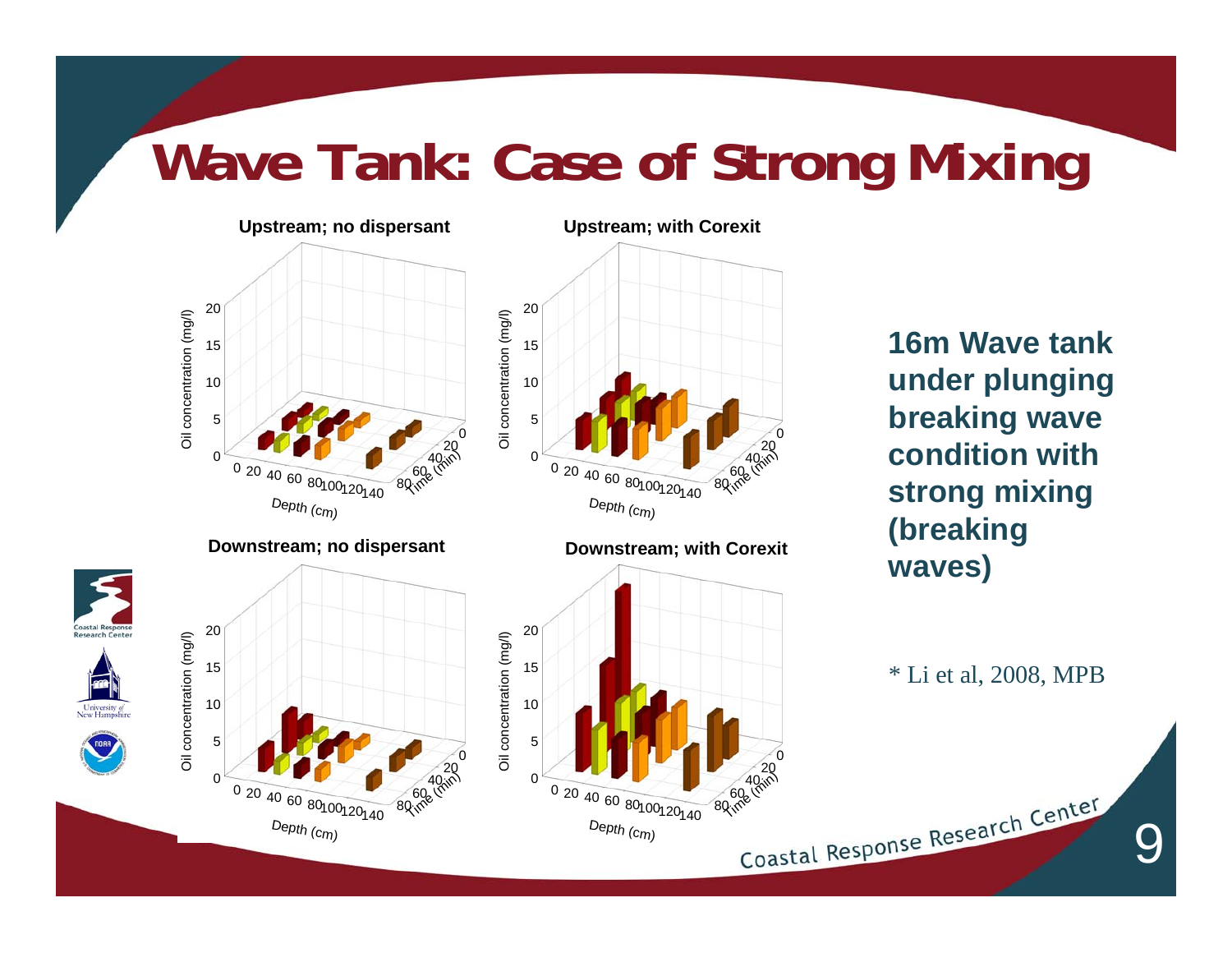# Wave Tank: Case of Strong Mixing

**Upstream; no dispersant**

**Upstream; with Corexit**

**Downstream; no dispersant**

**Downstream; with Corexit**

Oil concentration (mg/l)

Depth (cm)

Time (min)

**16m Wave tank under plunging breaking wave condition with strong mixing (breaking waves)**

* Li et al, 2008, MPB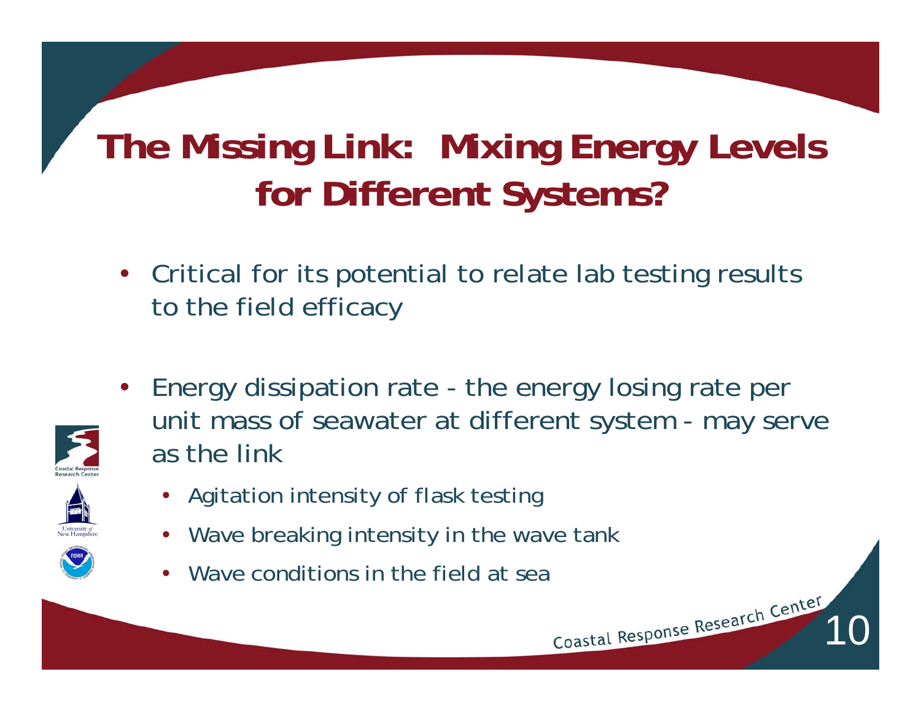# The Missing Link: Mixing Energy Levels for Different Systems?

- Critical for its potential to relate lab testing results to the field efficacy
- Energy dissipation rate - the energy losing rate per unit mass of seawater at different system - may serve as the link
  - Agitation intensity of flask testing
  - Wave breaking intensity in the wave tank
  - Wave conditions in the field at sea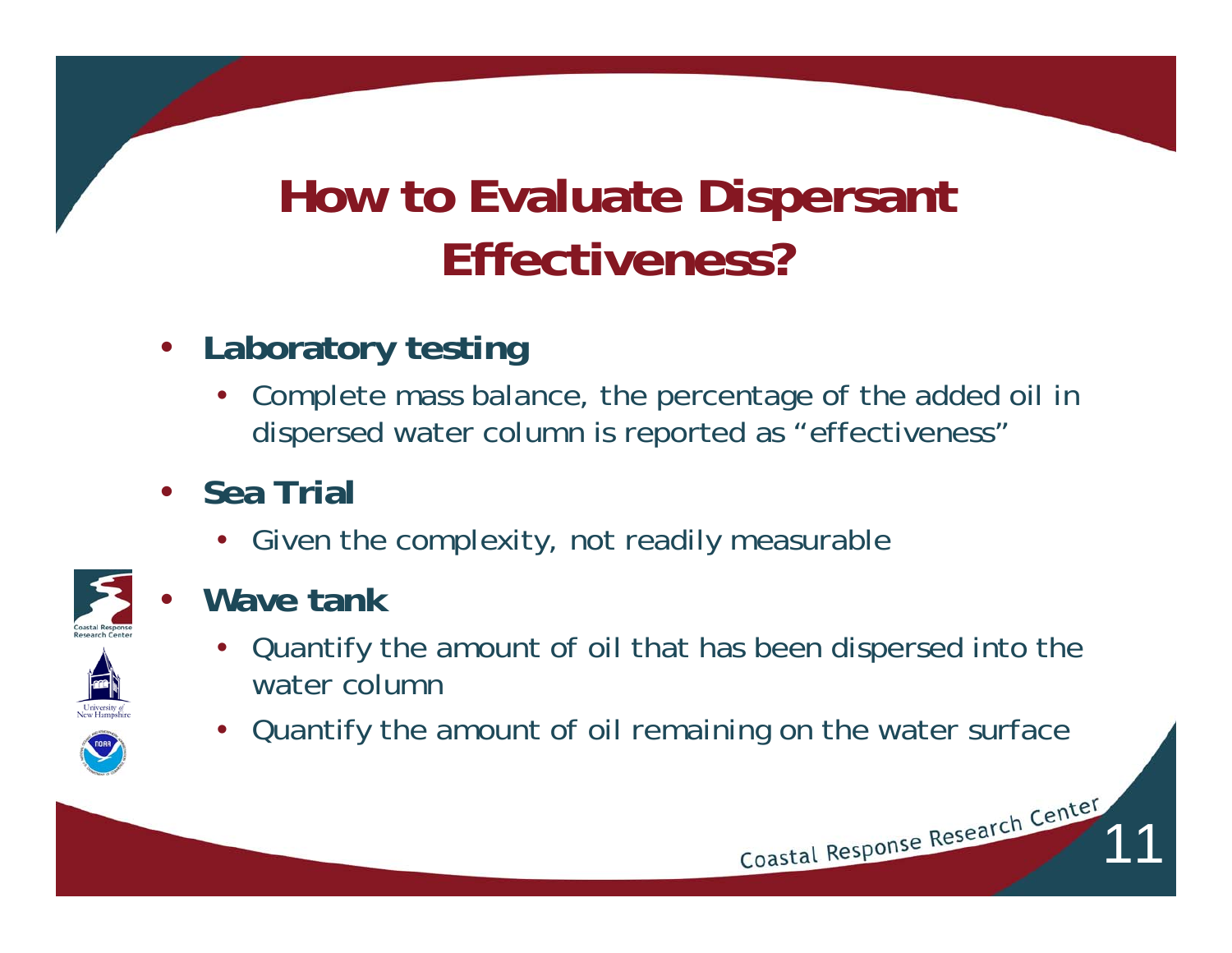# How to Evaluate Dispersant Effectiveness?

- **Laboratory testing**
  - Complete mass balance, the percentage of the added oil in dispersed water column is reported as "effectiveness"
- **Sea Trial**
  - Given the complexity, not readily measurable
- **Wave tank**
  - Quantify the amount of oil that has been dispersed into the water column
  - Quantify the amount of oil remaining on the water surface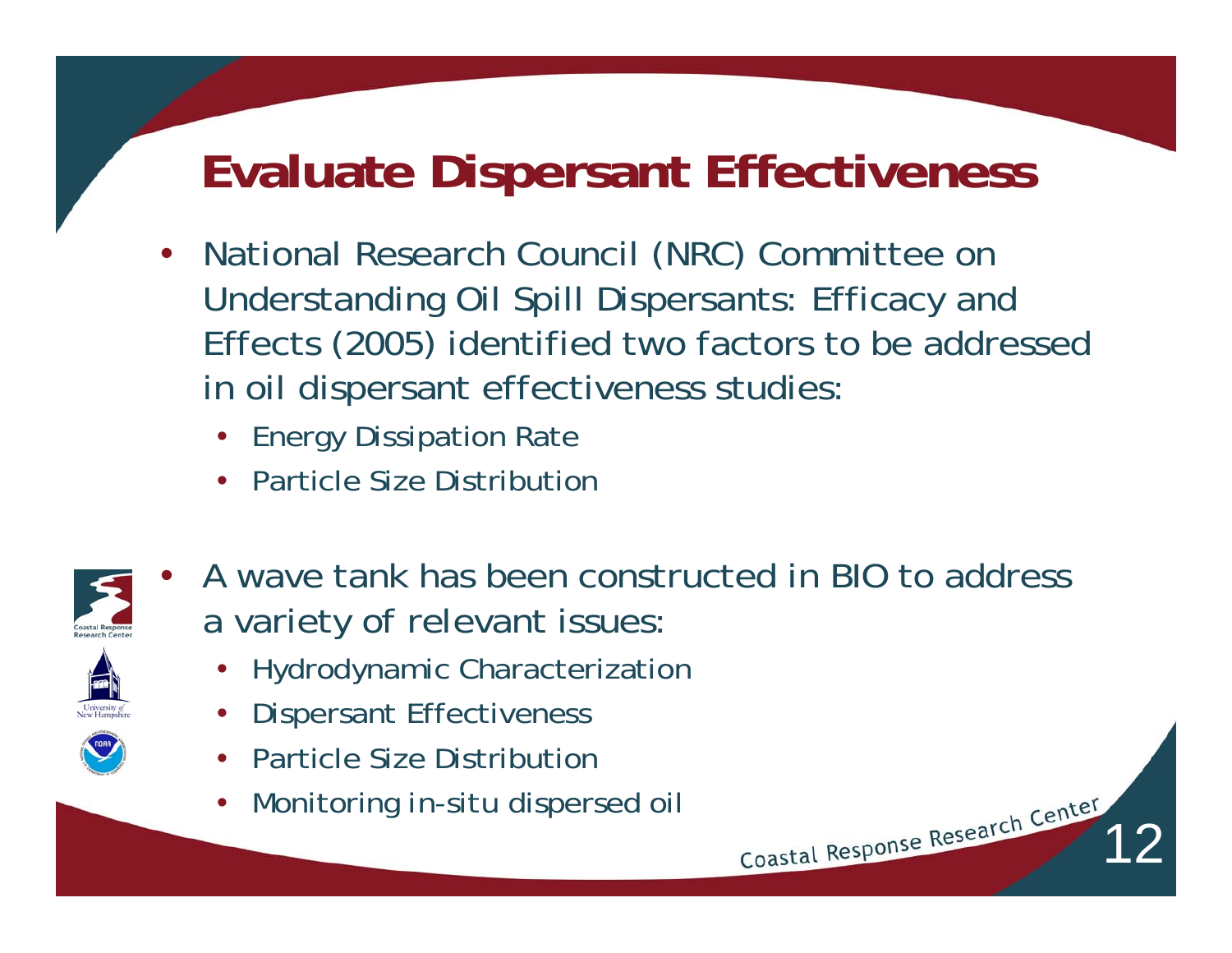# Evaluate Dispersant Effectiveness

- National Research Council (NRC) Committee on Understanding Oil Spill Dispersants: Efficacy and Effects (2005) identified two factors to be addressed in oil dispersant effectiveness studies:
  - Energy Dissipation Rate
  - Particle Size Distribution

- A wave tank has been constructed in BIO to address a variety of relevant issues:
  - Hydrodynamic Characterization
  - Dispersant Effectiveness
  - Particle Size Distribution
  - Monitoring in-situ dispersed oil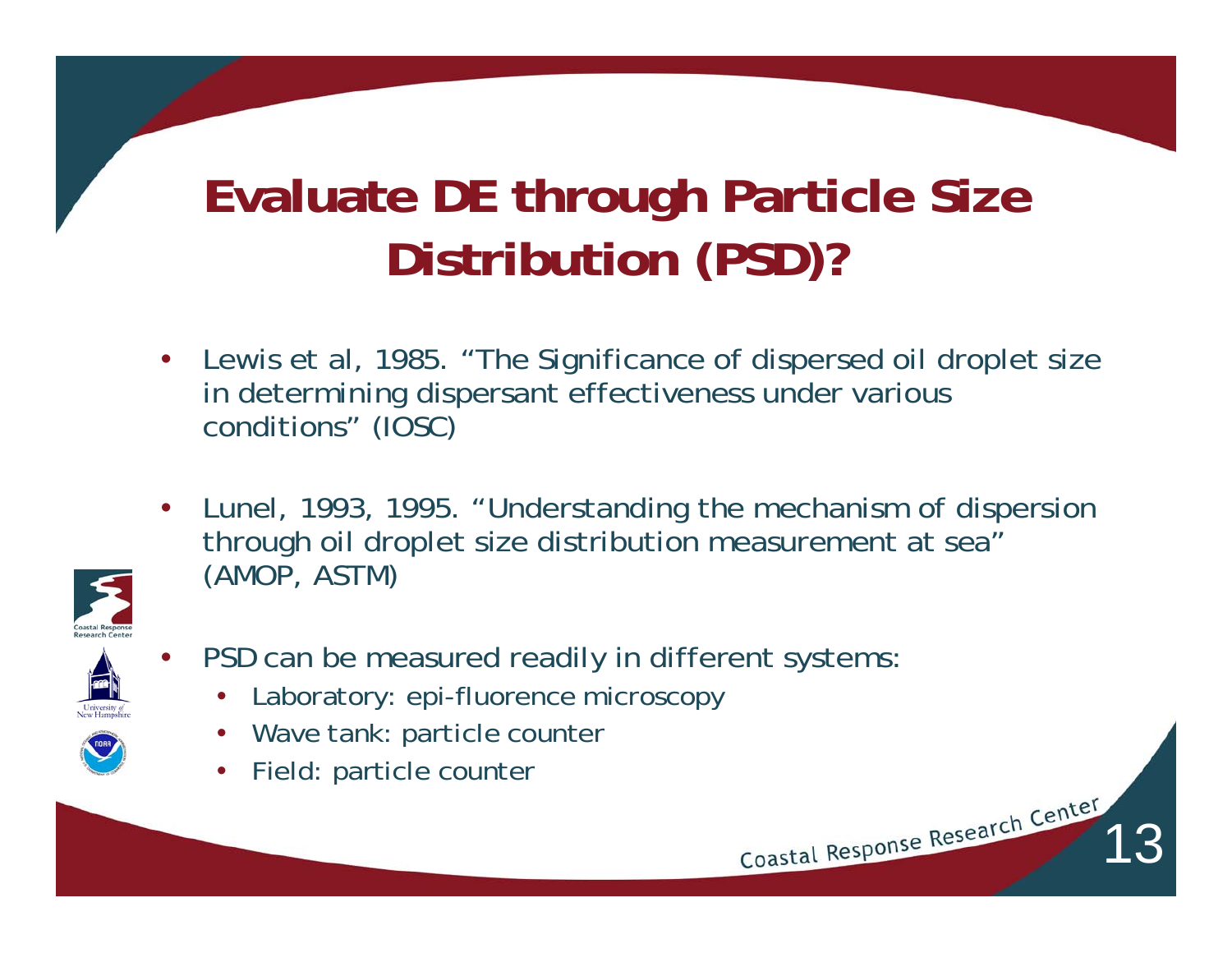# Evaluate DE through Particle Size Distribution (PSD)?

- Lewis et al, 1985. "The Significance of dispersed oil droplet size in determining dispersant effectiveness under various conditions" (IOSC)
- Lunel, 1993, 1995. "Understanding the mechanism of dispersion through oil droplet size distribution measurement at sea" (AMOP, ASTM)
- PSD can be measured readily in different systems:
  - Laboratory: epi-fluorence microscopy
  - Wave tank: particle counter
  - Field: particle counter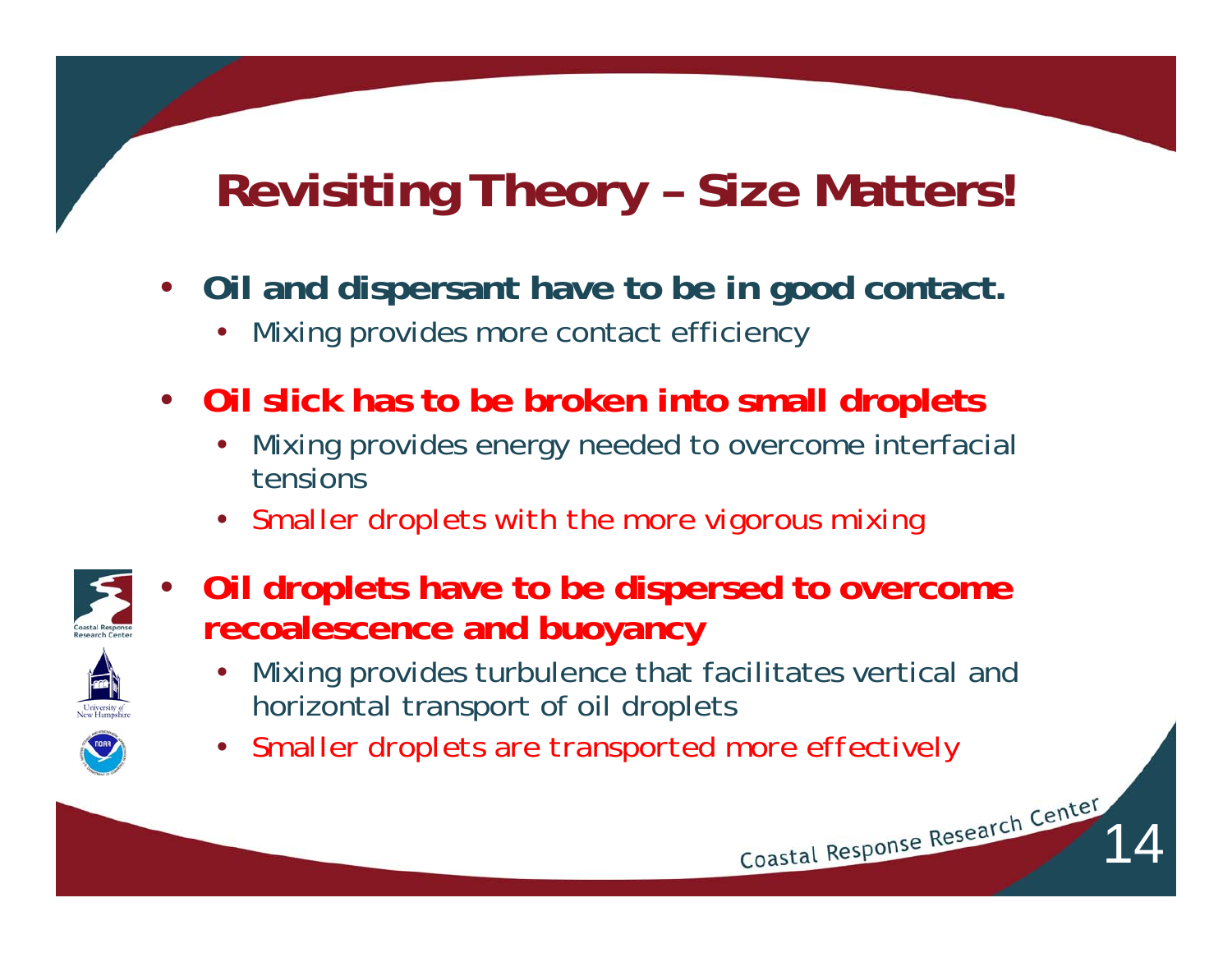# Revisiting Theory – Size Matters!

- **Oil and dispersant have to be in good contact.**
  - Mixing provides more contact efficiency
- **Oil slick has to be broken into small droplets**
  - Mixing provides energy needed to overcome interfacial tensions
  - Smaller droplets with the more vigorous mixing
- **Oil droplets have to be dispersed to overcome recoalescence and buoyancy**
  - Mixing provides turbulence that facilitates vertical and horizontal transport of oil droplets
  - Smaller droplets are transported more effectively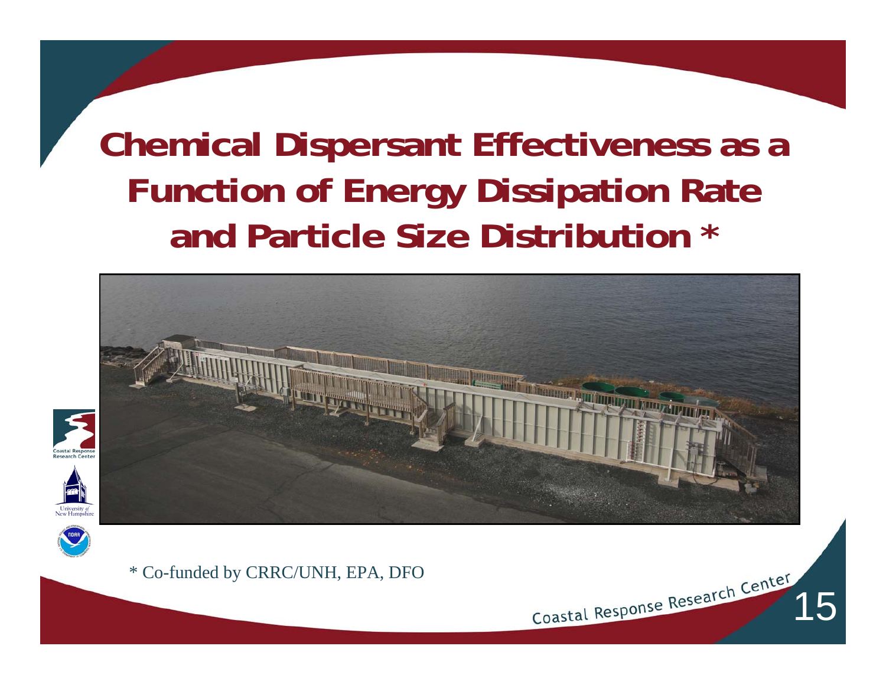# Chemical Dispersant Effectiveness as a Function of Energy Dissipation Rate and Particle Size Distribution *

* Co-funded by CRRC/UNH, EPA, DFO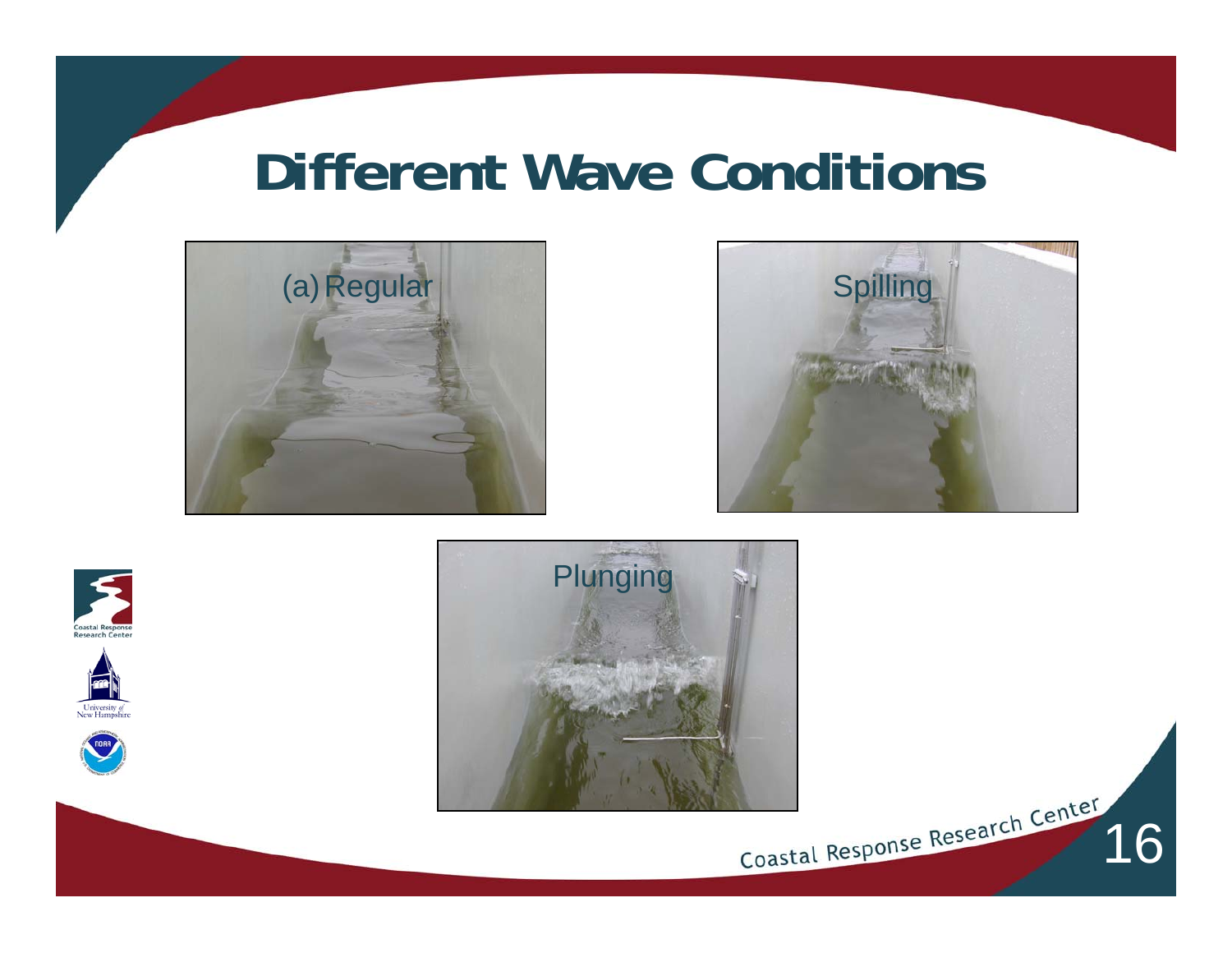# Different Wave Conditions

(a) Regular

Spilling

Plunging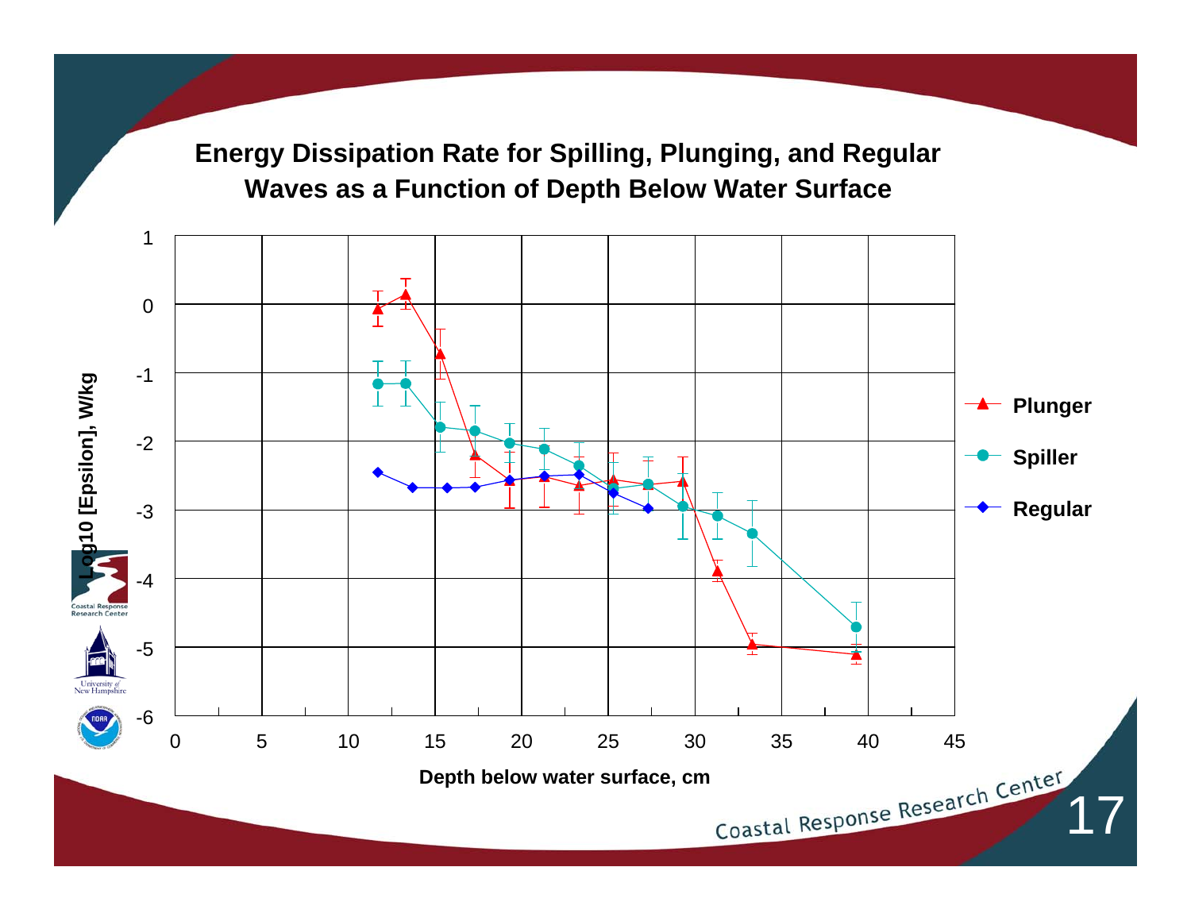## Energy Dissipation Rate for Spilling, Plunging, and Regular Waves as a Function of Depth Below Water Surface

Log10 [Epsilon], W/kg

Depth below water surface, cm

Plunger

Spiller

Regular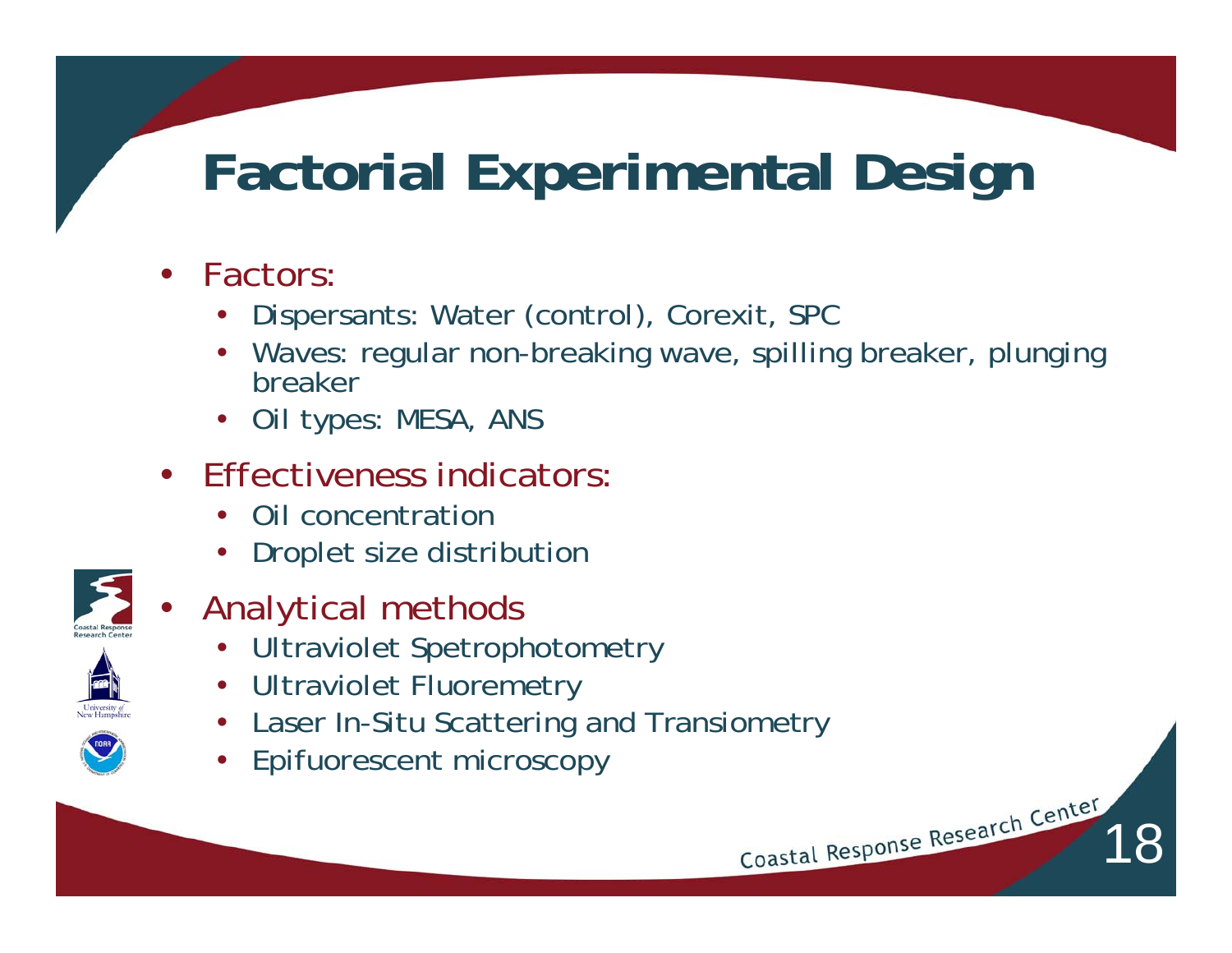# Factorial Experimental Design

- Factors:
  - Dispersants: Water (control), Corexit, SPC
  - Waves: regular non-breaking wave, spilling breaker, plunging breaker
  - Oil types: MESA, ANS
- Effectiveness indicators:
  - Oil concentration
  - Droplet size distribution
- Analytical methods
  - Ultraviolet Spetrophotometry
  - Ultraviolet Fluoremetry
  - Laser In-Situ Scattering and Transiometry
  - Epifuorescent microscopy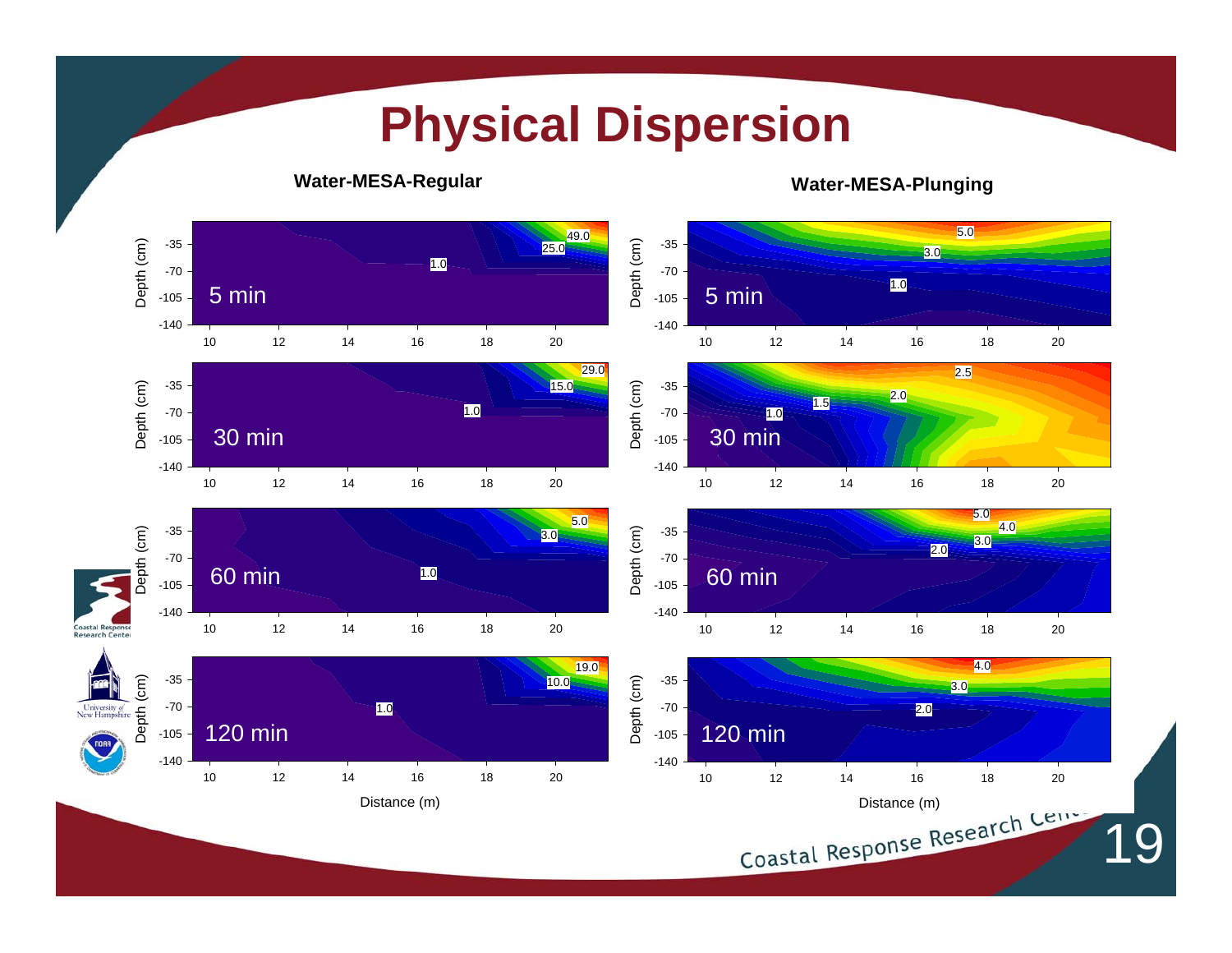# Physical Dispersion

**Water-MESA-Regular**

**Water-MESA-Plunging**

5 min

30 min

60 min

120 min

Depth (cm)

Distance (m)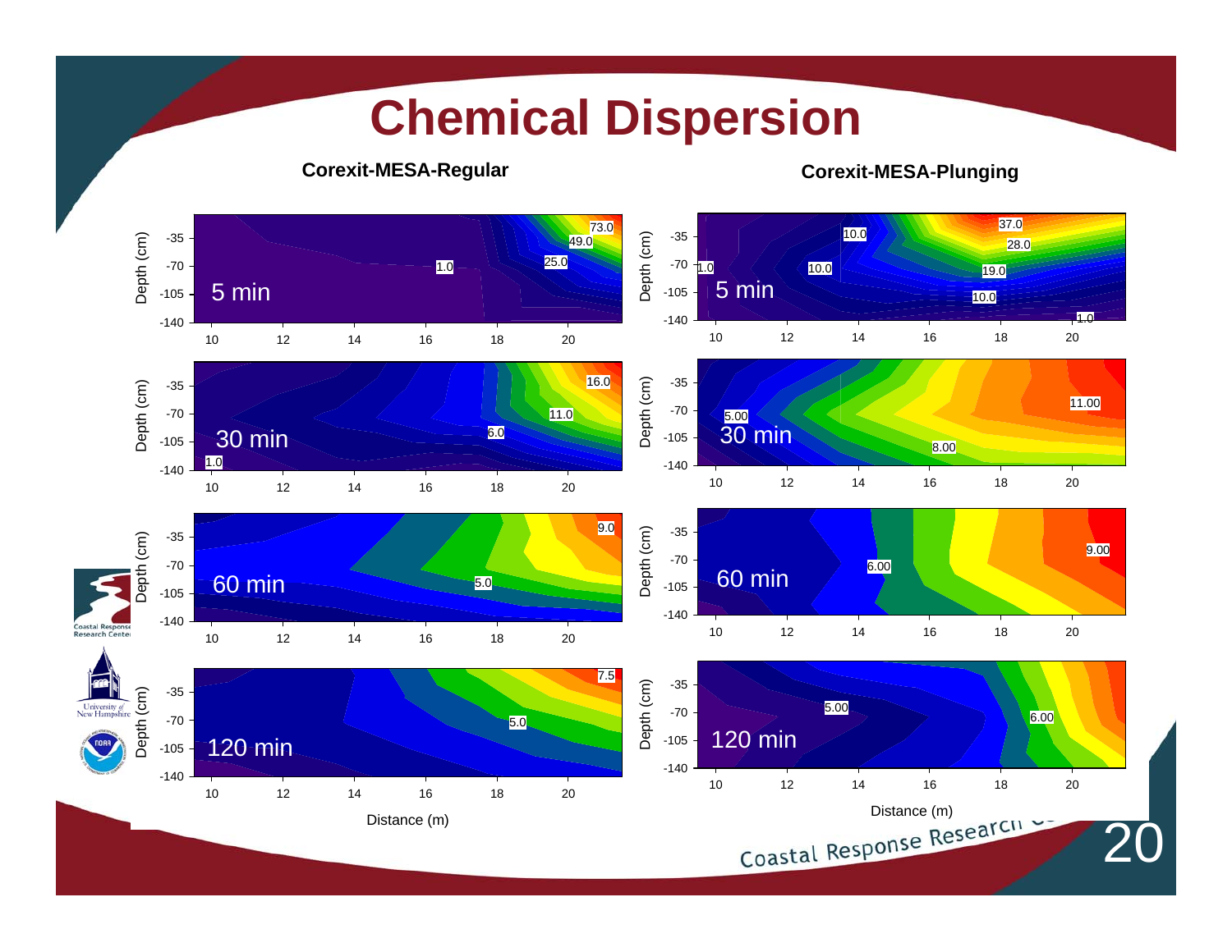# Chemical Dispersion

**Corexit-MESA-Regular**

**Corexit-MESA-Plunging**

5 min

30 min

60 min

120 min

Depth (cm)

Distance (m)

Coastal Response Research Center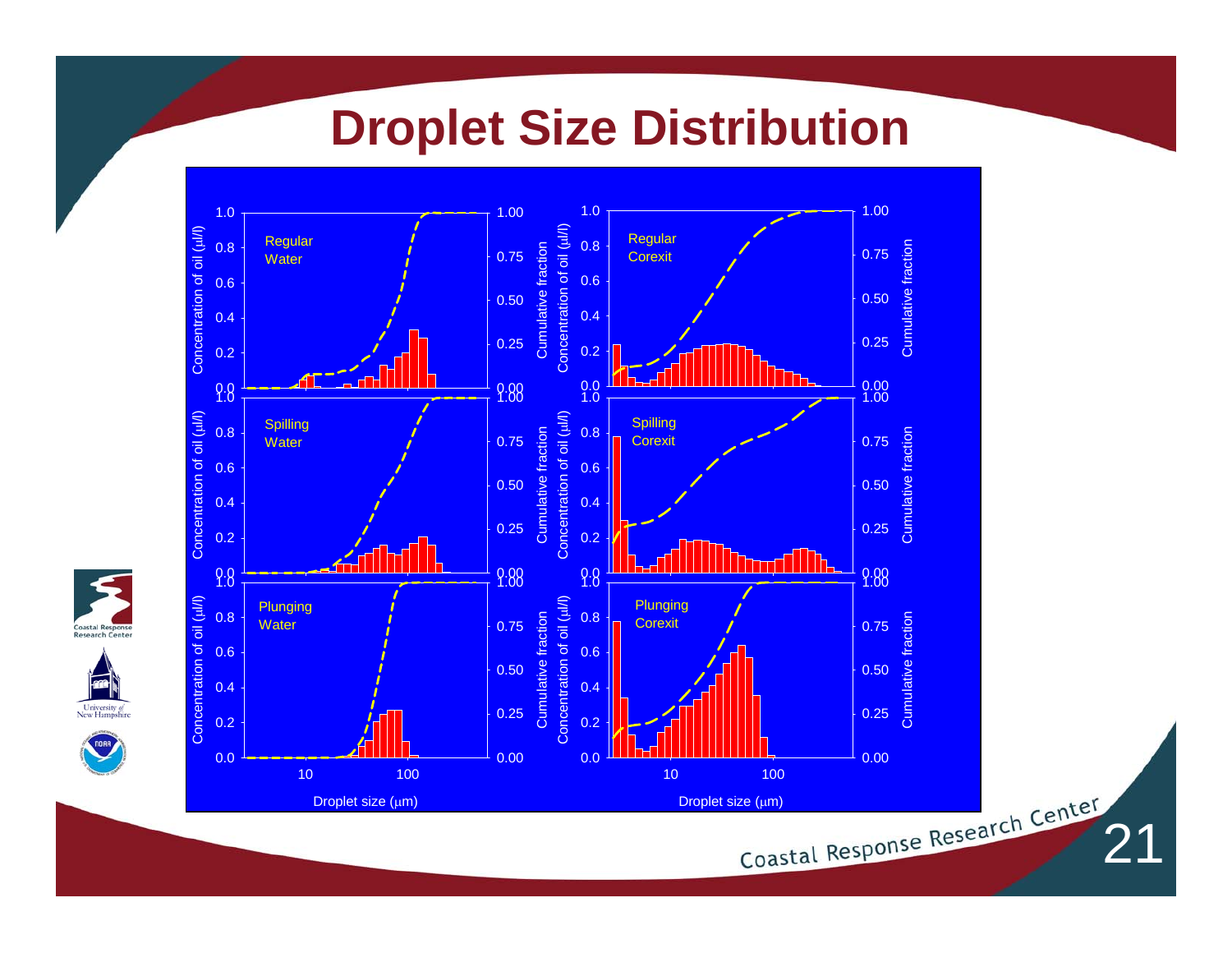# Droplet Size Distribution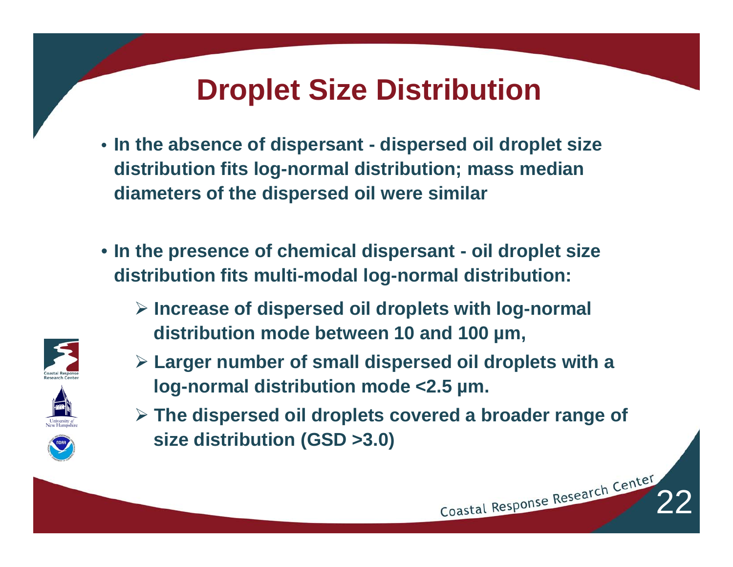# Droplet Size Distribution

- In the absence of dispersant - dispersed oil droplet size distribution fits log-normal distribution; mass median diameters of the dispersed oil were similar

- In the presence of chemical dispersant - oil droplet size distribution fits multi-modal log-normal distribution:
  - Increase of dispersed oil droplets with log-normal distribution mode between 10 and 100 µm,
  - Larger number of small dispersed oil droplets with a log-normal distribution mode <2.5 µm.
  - The dispersed oil droplets covered a broader range of size distribution (GSD >3.0)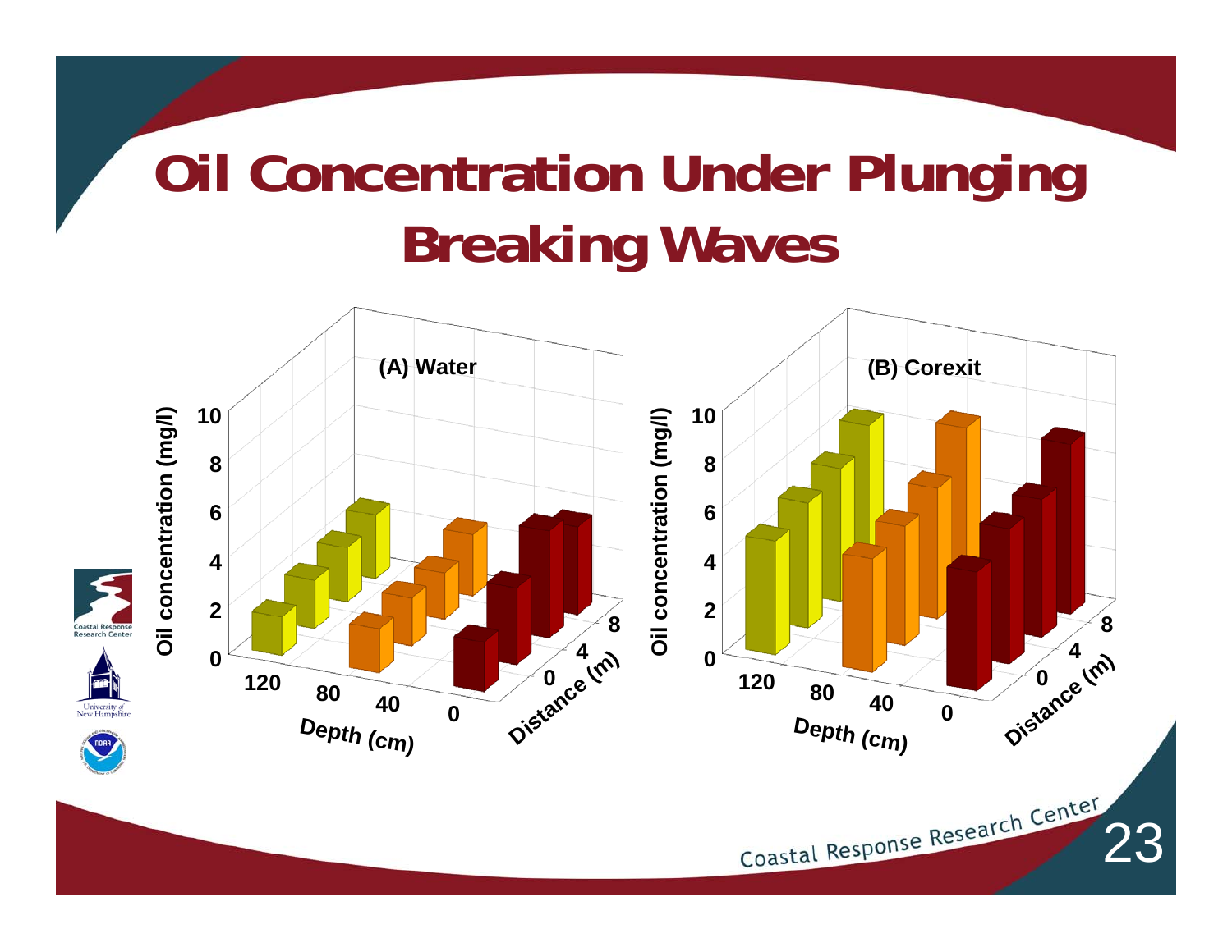# Oil Concentration Under Plunging Breaking Waves

(A) Water

(B) Corexit

Oil concentration (mg/l)

Depth (cm)

Distance (m)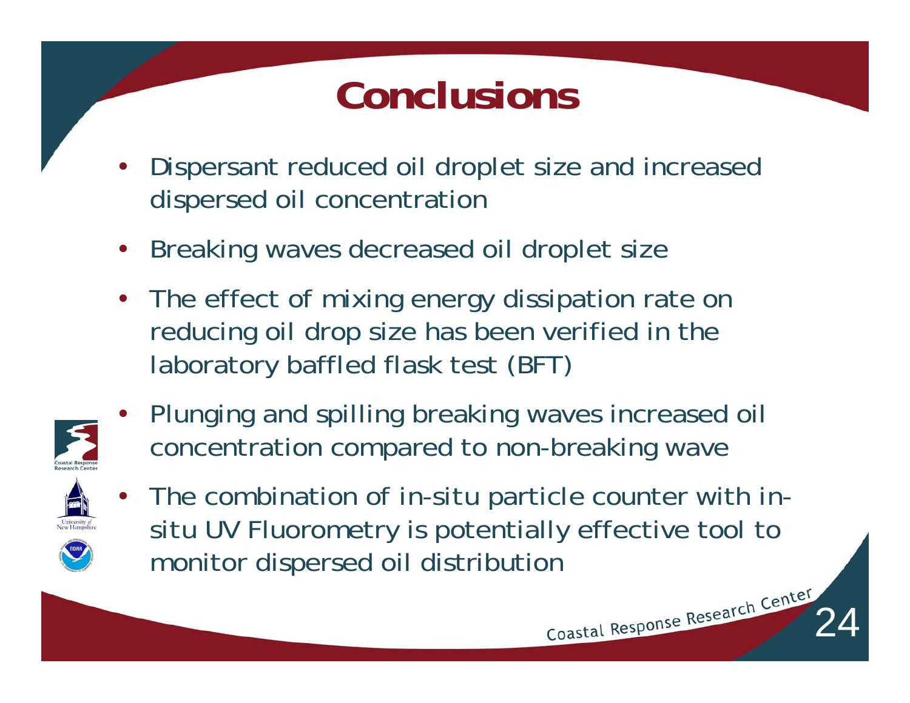# Conclusions

- Dispersant reduced oil droplet size and increased dispersed oil concentration
- Breaking waves decreased oil droplet size
- The effect of mixing energy dissipation rate on reducing oil drop size has been verified in the laboratory baffled flask test (BFT)
- Plunging and spilling breaking waves increased oil concentration compared to non-breaking wave
- The combination of in-situ particle counter with in-situ UV Fluorometry is potentially effective tool to monitor dispersed oil distribution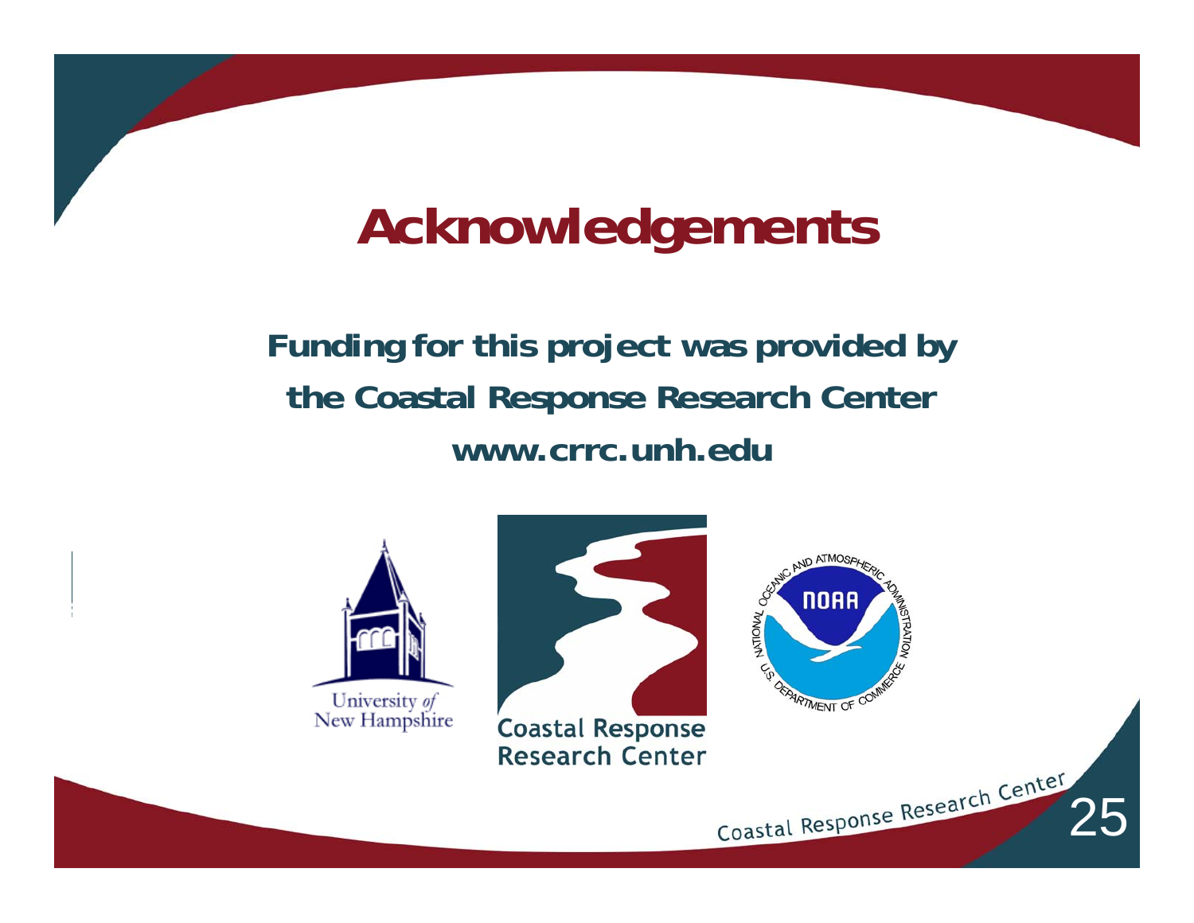# Acknowledgements

**Funding for this project was provided by the Coastal Response Research Center**

**www.crrc.unh.edu**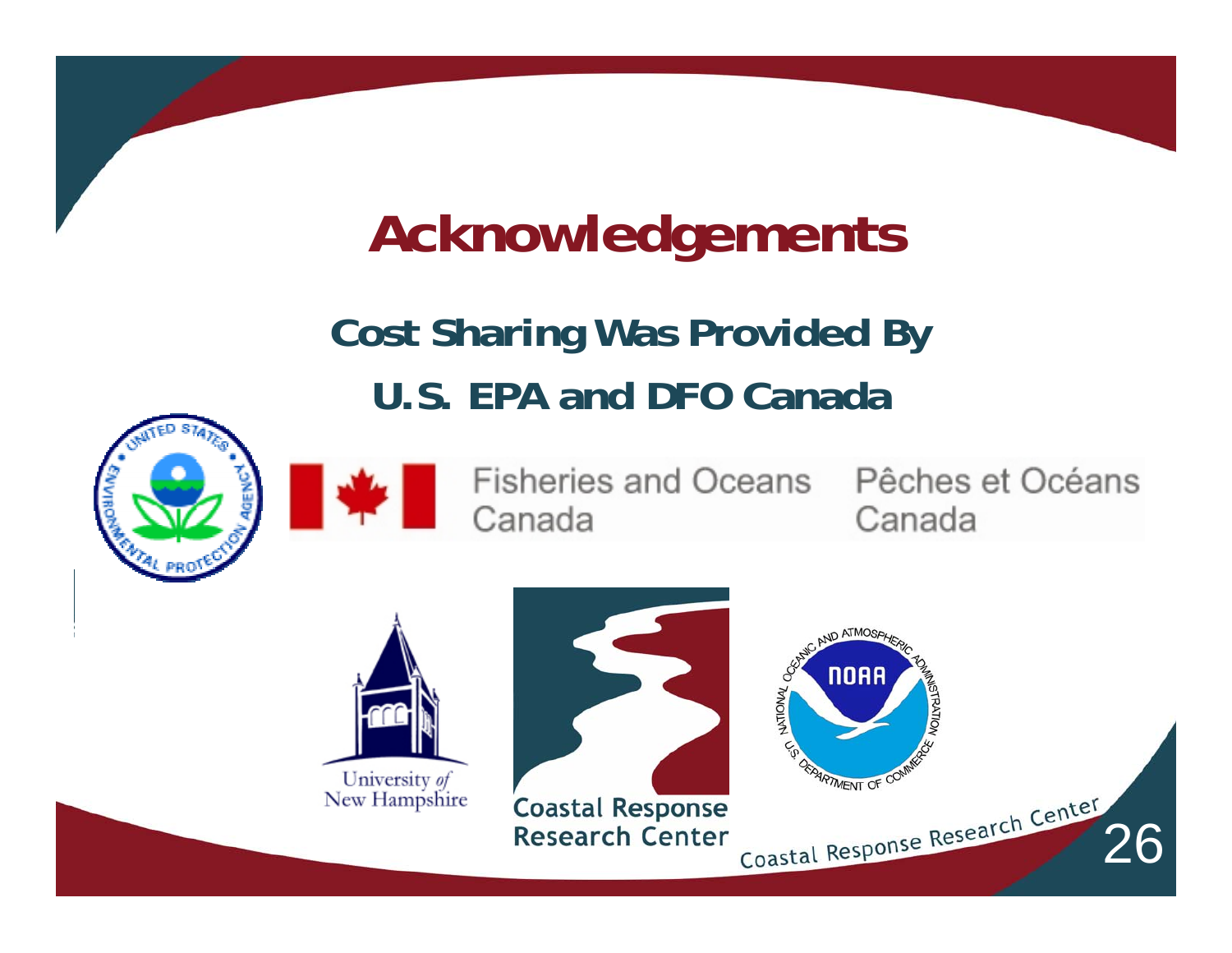# Acknowledgements

## Cost Sharing Was Provided By

## U.S. EPA and DFO Canada

Fisheries and Oceans Canada

Pêches et Océans Canada

University of New Hampshire

Coastal Response Research Center